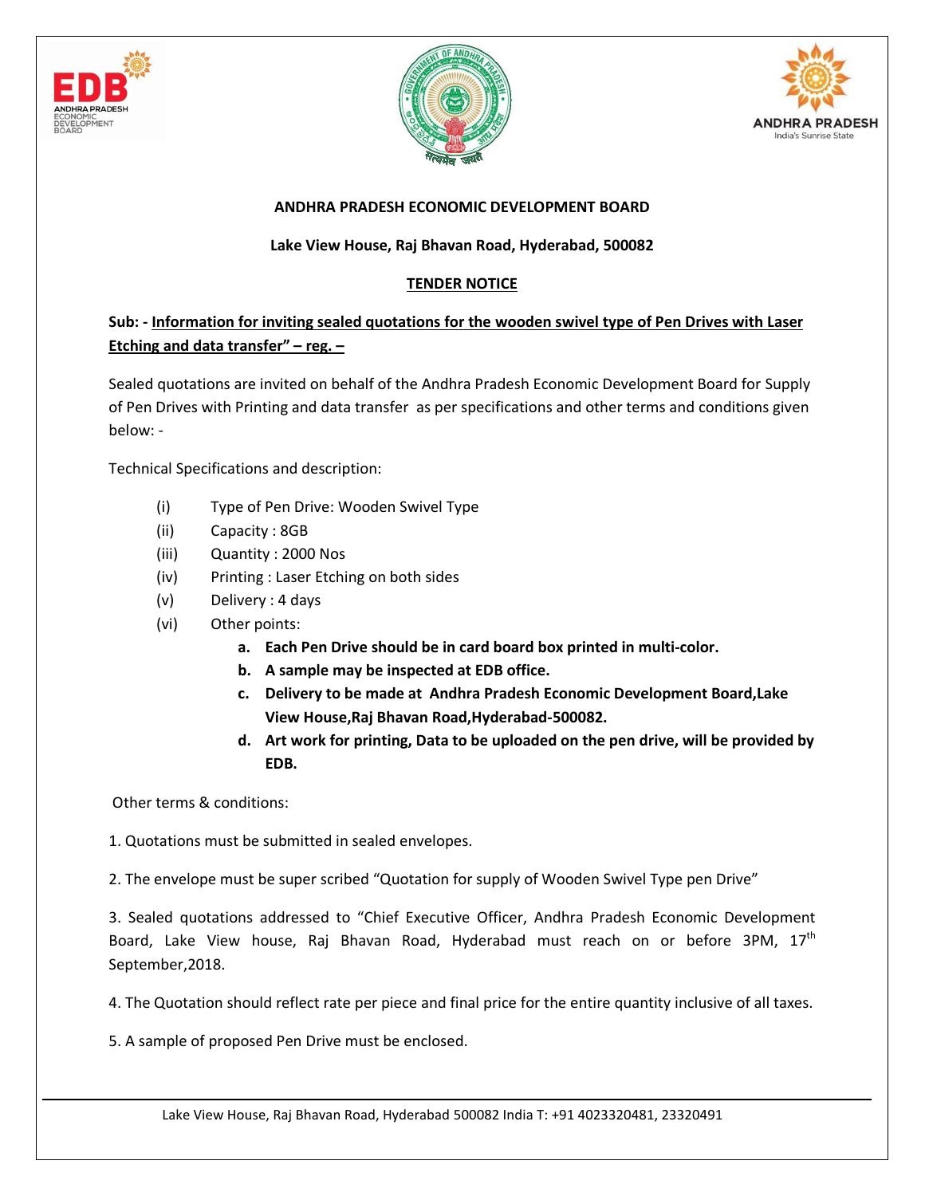**ANDHRA PRADESH ECONOMIC DEVELOPMENT BOARD**

**Lake View House, Raj Bhavan Road, Hyderabad, 500082**

**TENDER NOTICE**

**Sub: - Information for inviting sealed quotations for the wooden swivel type of Pen Drives with Laser Etching and data transfer" – reg. –**

Sealed quotations are invited on behalf of the Andhra Pradesh Economic Development Board for Supply of Pen Drives with Printing and data transfer as per specifications and other terms and conditions given below: -

Technical Specifications and description:

- (i) Type of Pen Drive: Wooden Swivel Type
- (ii) Capacity : 8GB
- (iii) Quantity : 2000 Nos
- (iv) Printing : Laser Etching on both sides
- (v) Delivery : 4 days
- (vi) Other points:
  - **a. Each Pen Drive should be in card board box printed in multi-color.**
  - **b. A sample may be inspected at EDB office.**
  - **c. Delivery to be made at Andhra Pradesh Economic Development Board,Lake View House,Raj Bhavan Road,Hyderabad-500082.**
  - **d. Art work for printing, Data to be uploaded on the pen drive, will be provided by EDB.**

Other terms & conditions:

1. Quotations must be submitted in sealed envelopes.

2. The envelope must be super scribed "Quotation for supply of Wooden Swivel Type pen Drive"

3. Sealed quotations addressed to "Chief Executive Officer, Andhra Pradesh Economic Development Board, Lake View house, Raj Bhavan Road, Hyderabad must reach on or before 3PM, 17th September,2018.

4. The Quotation should reflect rate per piece and final price for the entire quantity inclusive of all taxes.

5. A sample of proposed Pen Drive must be enclosed.

Lake View House, Raj Bhavan Road, Hyderabad 500082 India T: +91 4023320481, 23320491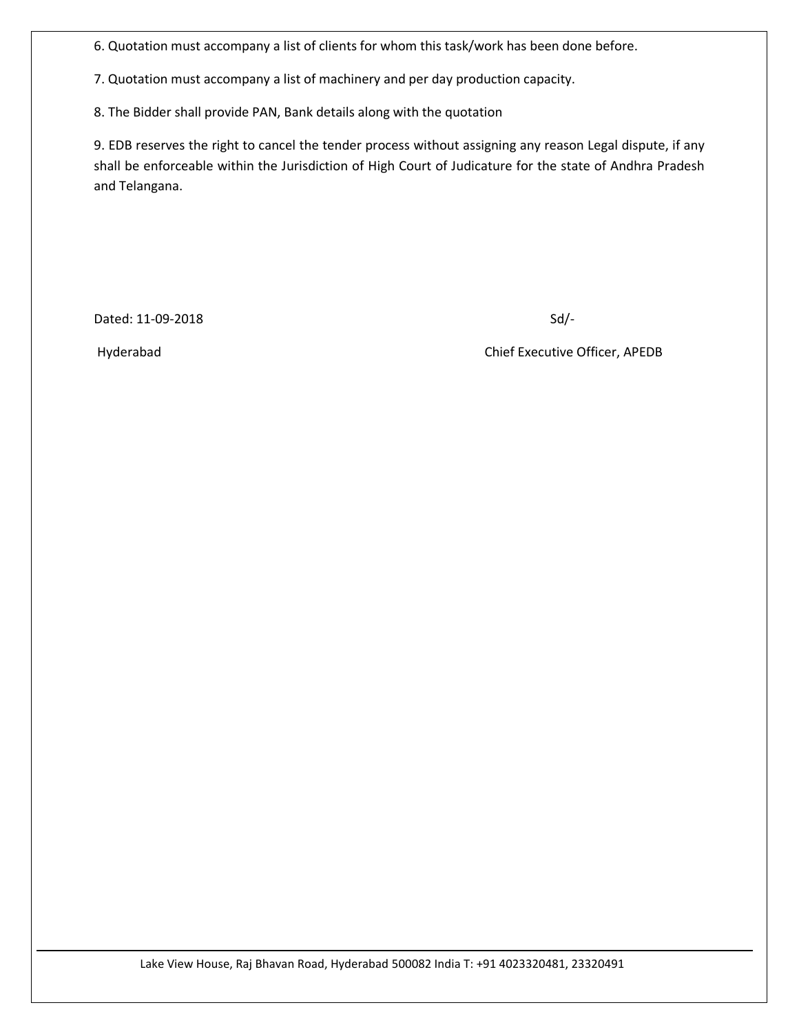6. Quotation must accompany a list of clients for whom this task/work has been done before.

7. Quotation must accompany a list of machinery and per day production capacity.

8. The Bidder shall provide PAN, Bank details along with the quotation

9. EDB reserves the right to cancel the tender process without assigning any reason Legal dispute, if any shall be enforceable within the Jurisdiction of High Court of Judicature for the state of Andhra Pradesh and Telangana.

Dated: 11-09-2018

Hyderabad

Sd/-

Chief Executive Officer, APEDB

Lake View House, Raj Bhavan Road, Hyderabad 500082 India T: +91 4023320481, 23320491